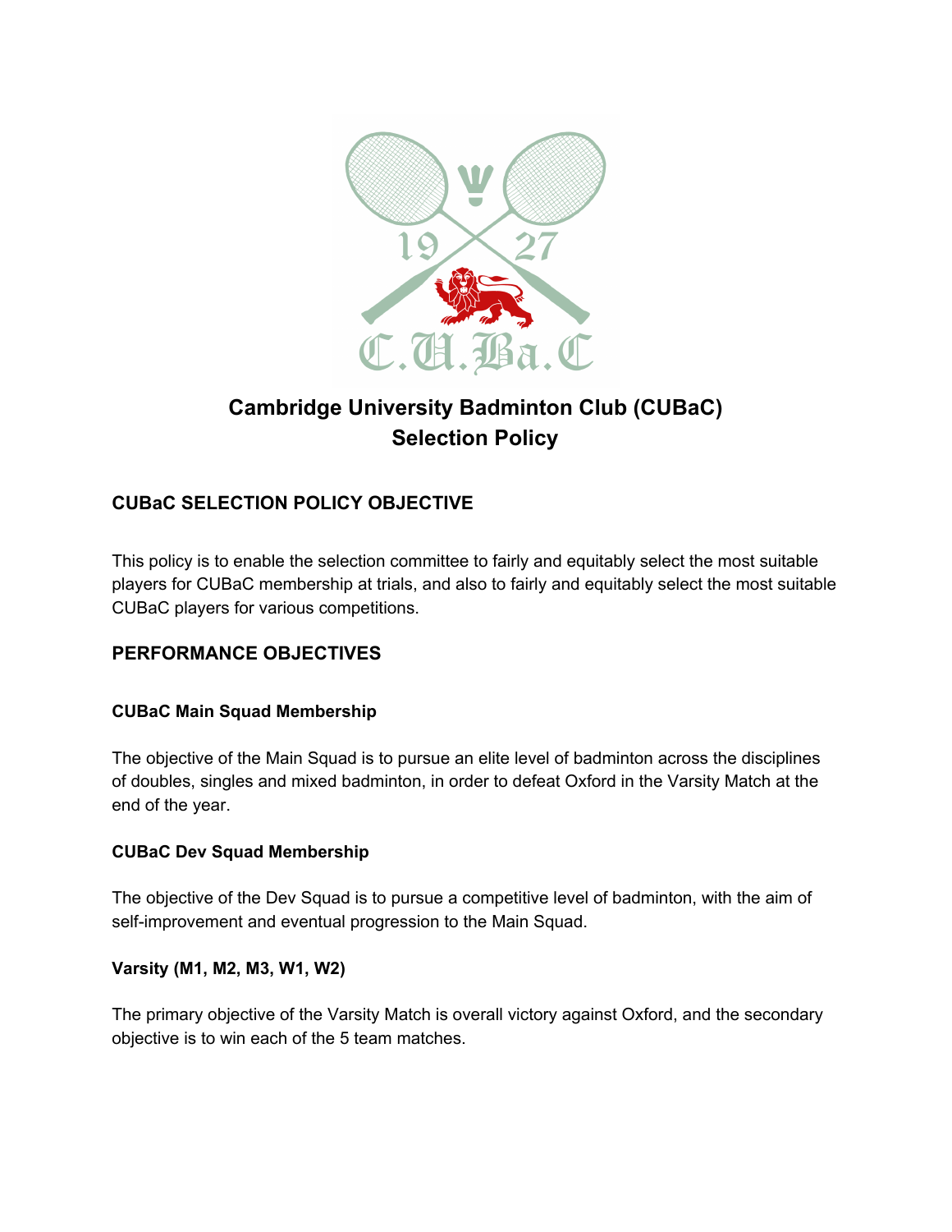# Cambridge University Badminton Club (CUBaC) Selection Policy

## CUBaC SELECTION POLICY OBJECTIVE

This policy is to enable the selection committee to fairly and equitably select the most suitable players for CUBaC membership at trials, and also to fairly and equitably select the most suitable CUBaC players for various competitions.

## PERFORMANCE OBJECTIVES

### CUBaC Main Squad Membership

The objective of the Main Squad is to pursue an elite level of badminton across the disciplines of doubles, singles and mixed badminton, in order to defeat Oxford in the Varsity Match at the end of the year.

### CUBaC Dev Squad Membership

The objective of the Dev Squad is to pursue a competitive level of badminton, with the aim of self-improvement and eventual progression to the Main Squad.

### Varsity (M1, M2, M3, W1, W2)

The primary objective of the Varsity Match is overall victory against Oxford, and the secondary objective is to win each of the 5 team matches.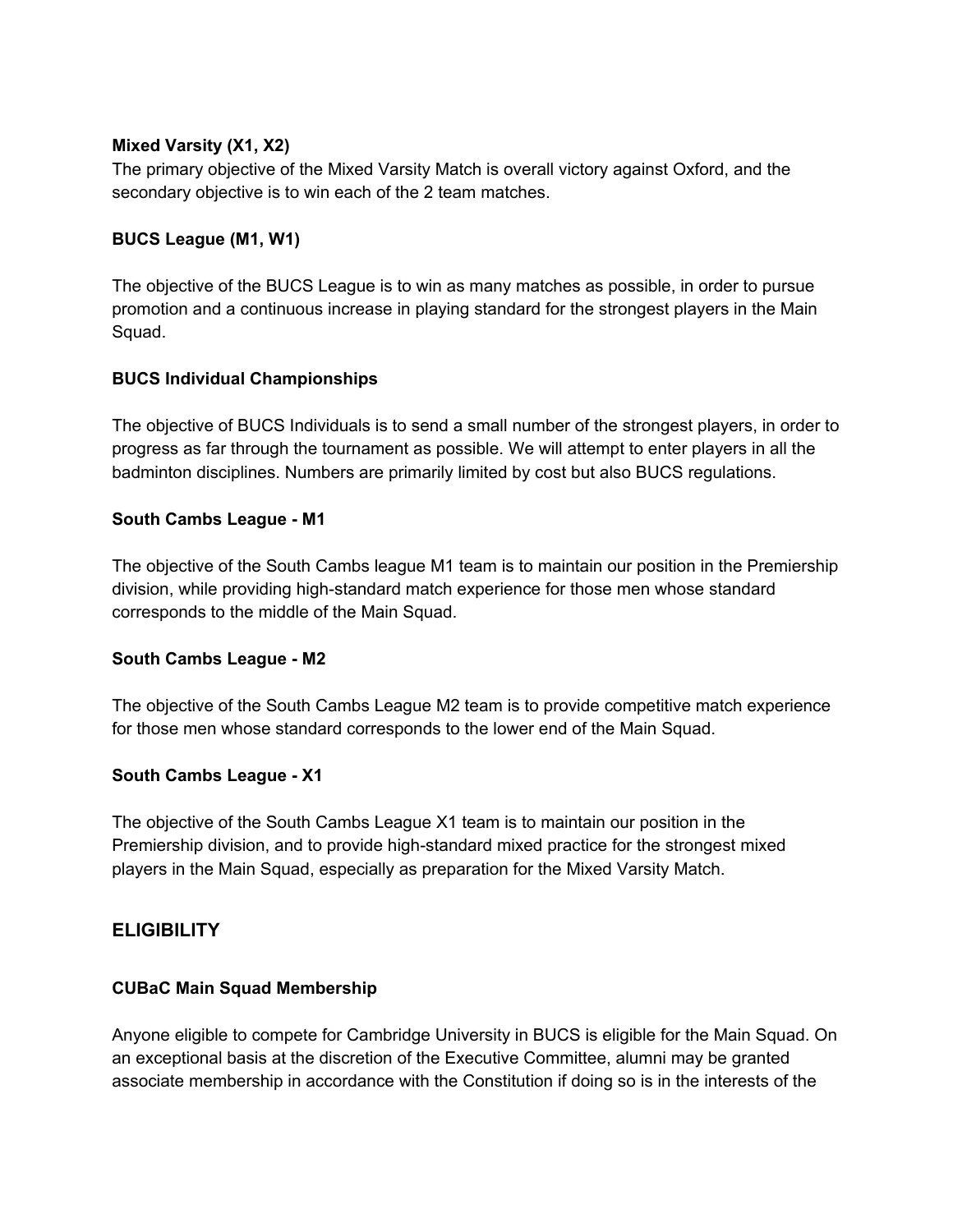**Mixed Varsity (X1, X2)**

The primary objective of the Mixed Varsity Match is overall victory against Oxford, and the secondary objective is to win each of the 2 team matches.

**BUCS League (M1, W1)**

The objective of the BUCS League is to win as many matches as possible, in order to pursue promotion and a continuous increase in playing standard for the strongest players in the Main Squad.

**BUCS Individual Championships**

The objective of BUCS Individuals is to send a small number of the strongest players, in order to progress as far through the tournament as possible. We will attempt to enter players in all the badminton disciplines. Numbers are primarily limited by cost but also BUCS regulations.

**South Cambs League - M1**

The objective of the South Cambs league M1 team is to maintain our position in the Premiership division, while providing high-standard match experience for those men whose standard corresponds to the middle of the Main Squad.

**South Cambs League - M2**

The objective of the South Cambs League M2 team is to provide competitive match experience for those men whose standard corresponds to the lower end of the Main Squad.

**South Cambs League - X1**

The objective of the South Cambs League X1 team is to maintain our position in the Premiership division, and to provide high-standard mixed practice for the strongest mixed players in the Main Squad, especially as preparation for the Mixed Varsity Match.

## ELIGIBILITY

**CUBaC Main Squad Membership**

Anyone eligible to compete for Cambridge University in BUCS is eligible for the Main Squad. On an exceptional basis at the discretion of the Executive Committee, alumni may be granted associate membership in accordance with the Constitution if doing so is in the interests of the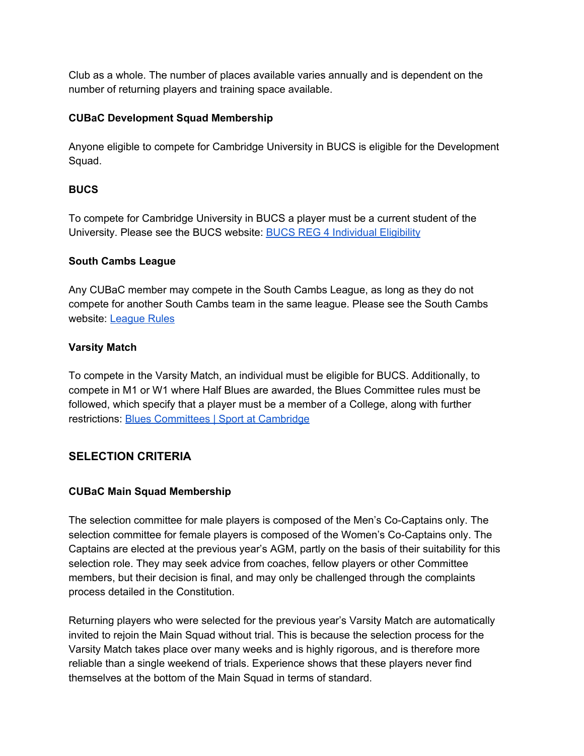Club as a whole. The number of places available varies annually and is dependent on the number of returning players and training space available.

**CUBaC Development Squad Membership**

Anyone eligible to compete for Cambridge University in BUCS is eligible for the Development Squad.

**BUCS**

To compete for Cambridge University in BUCS a player must be a current student of the University. Please see the BUCS website: [BUCS REG 4 Individual Eligibility]()

**South Cambs League**

Any CUBaC member may compete in the South Cambs League, as long as they do not compete for another South Cambs team in the same league. Please see the South Cambs website: [League Rules]()

**Varsity Match**

To compete in the Varsity Match, an individual must be eligible for BUCS. Additionally, to compete in M1 or W1 where Half Blues are awarded, the Blues Committee rules must be followed, which specify that a player must be a member of a College, along with further restrictions: [Blues Committees | Sport at Cambridge]()

## SELECTION CRITERIA

**CUBaC Main Squad Membership**

The selection committee for male players is composed of the Men's Co-Captains only. The selection committee for female players is composed of the Women's Co-Captains only. The Captains are elected at the previous year's AGM, partly on the basis of their suitability for this selection role. They may seek advice from coaches, fellow players or other Committee members, but their decision is final, and may only be challenged through the complaints process detailed in the Constitution.

Returning players who were selected for the previous year's Varsity Match are automatically invited to rejoin the Main Squad without trial. This is because the selection process for the Varsity Match takes place over many weeks and is highly rigorous, and is therefore more reliable than a single weekend of trials. Experience shows that these players never find themselves at the bottom of the Main Squad in terms of standard.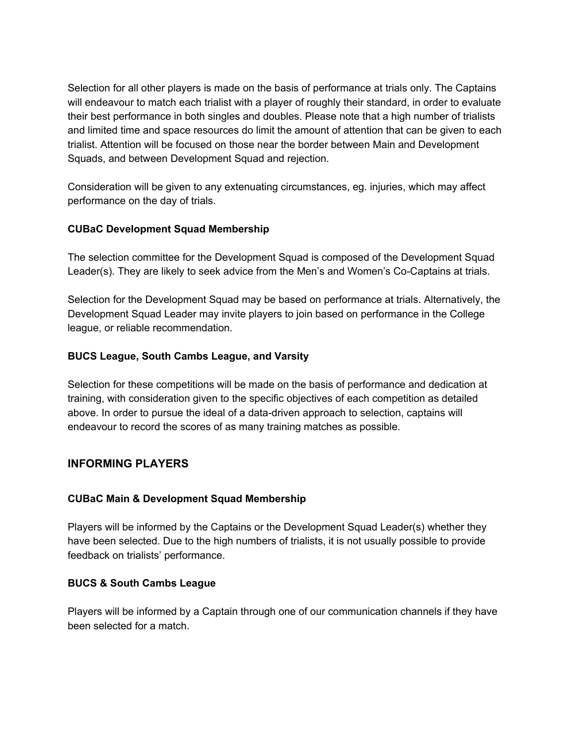Selection for all other players is made on the basis of performance at trials only. The Captains will endeavour to match each trialist with a player of roughly their standard, in order to evaluate their best performance in both singles and doubles. Please note that a high number of trialists and limited time and space resources do limit the amount of attention that can be given to each trialist. Attention will be focused on those near the border between Main and Development Squads, and between Development Squad and rejection.

Consideration will be given to any extenuating circumstances, eg. injuries, which may affect performance on the day of trials.

**CUBaC Development Squad Membership**

The selection committee for the Development Squad is composed of the Development Squad Leader(s). They are likely to seek advice from the Men's and Women's Co-Captains at trials.

Selection for the Development Squad may be based on performance at trials. Alternatively, the Development Squad Leader may invite players to join based on performance in the College league, or reliable recommendation.

**BUCS League, South Cambs League, and Varsity**

Selection for these competitions will be made on the basis of performance and dedication at training, with consideration given to the specific objectives of each competition as detailed above. In order to pursue the ideal of a data-driven approach to selection, captains will endeavour to record the scores of as many training matches as possible.

## INFORMING PLAYERS

**CUBaC Main & Development Squad Membership**

Players will be informed by the Captains or the Development Squad Leader(s) whether they have been selected. Due to the high numbers of trialists, it is not usually possible to provide feedback on trialists' performance.

**BUCS & South Cambs League**

Players will be informed by a Captain through one of our communication channels if they have been selected for a match.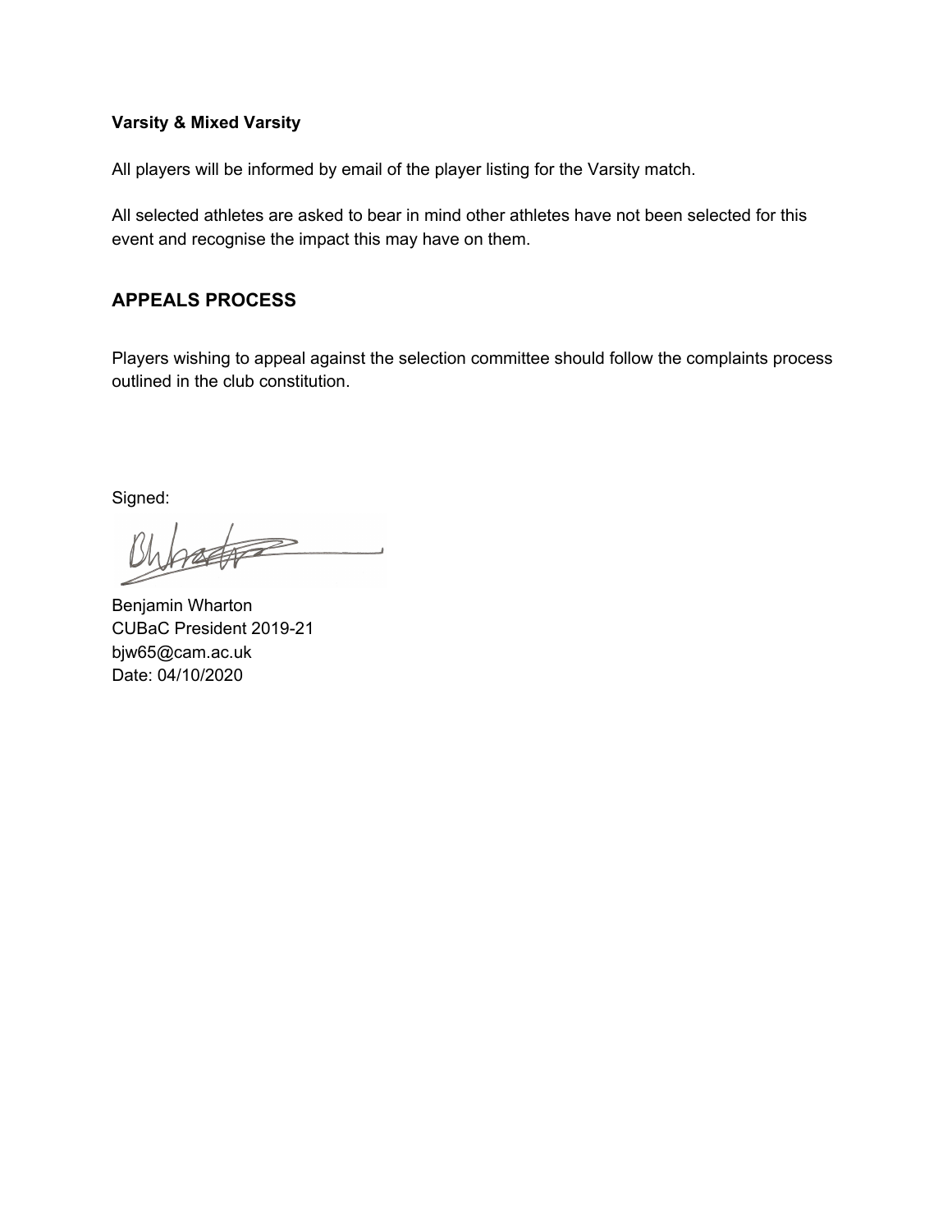**Varsity & Mixed Varsity**

All players will be informed by email of the player listing for the Varsity match.

All selected athletes are asked to bear in mind other athletes have not been selected for this event and recognise the impact this may have on them.

## APPEALS PROCESS

Players wishing to appeal against the selection committee should follow the complaints process outlined in the club constitution.

Signed:

Benjamin Wharton
CUBaC President 2019-21
bjw65@cam.ac.uk
Date: 04/10/2020